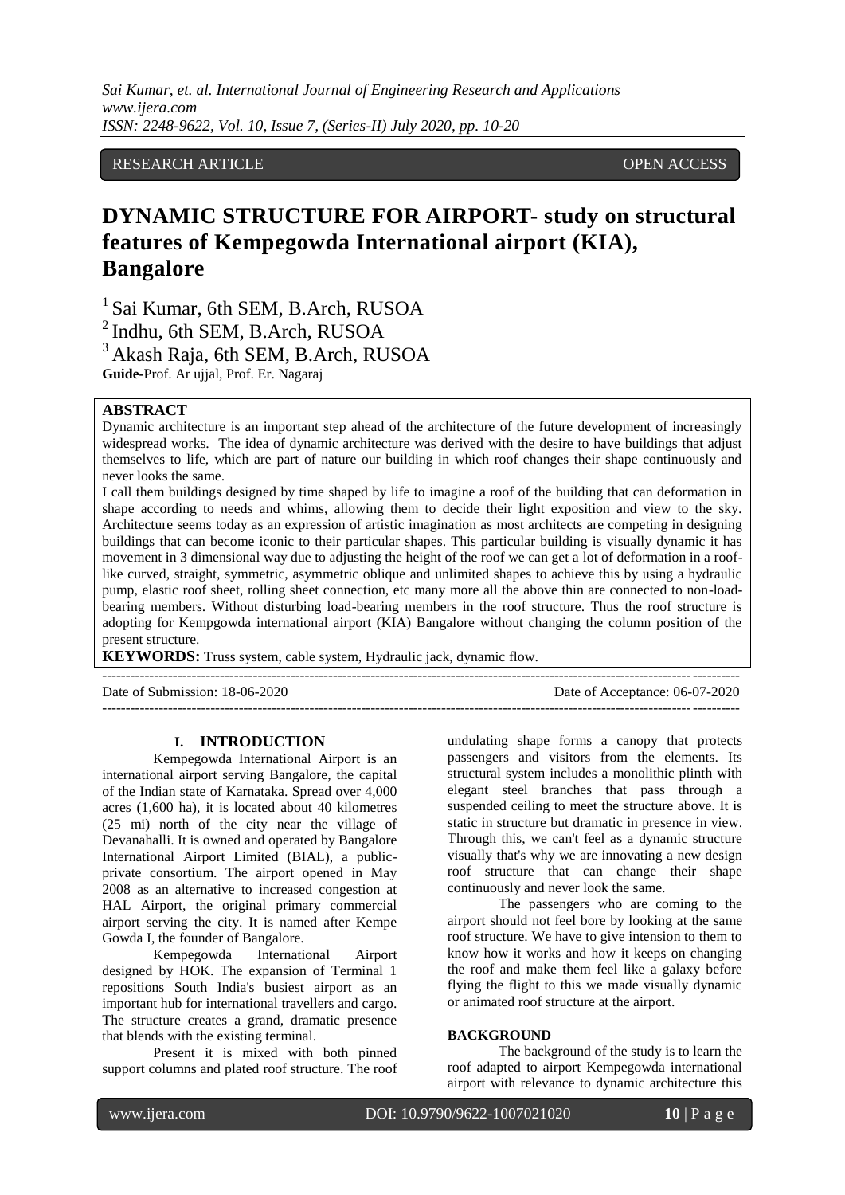RESEARCH ARTICLE OPEN ACCESS

# DYNAMIC STRUCTURE FOR AIRPORT- study on structural features of Kempegowda International airport (KIA), Bangalore

[1] Sai Kumar, 6th SEM, B.Arch, RUSOA
[2] Indhu, 6th SEM, B.Arch, RUSOA
[3] Akash Raja, 6th SEM, B.Arch, RUSOA
**Guide**-Prof. Ar ujjal, Prof. Er. Nagaraj

## ABSTRACT

Dynamic architecture is an important step ahead of the architecture of the future development of increasingly widespread works. The idea of dynamic architecture was derived with the desire to have buildings that adjust themselves to life, which are part of nature our building in which roof changes their shape continuously and never looks the same.

I call them buildings designed by time shaped by life to imagine a roof of the building that can deformation in shape according to needs and whims, allowing them to decide their light exposition and view to the sky. Architecture seems today as an expression of artistic imagination as most architects are competing in designing buildings that can become iconic to their particular shapes. This particular building is visually dynamic it has movement in 3 dimensional way due to adjusting the height of the roof we can get a lot of deformation in a roof-like curved, straight, symmetric, asymmetric oblique and unlimited shapes to achieve this by using a hydraulic pump, elastic roof sheet, rolling sheet connection, etc many more all the above thin are connected to non-load-bearing members. Without disturbing load-bearing members in the roof structure. Thus the roof structure is adopting for Kempgowda international airport (KIA) Bangalore without changing the column position of the present structure.

**KEYWORDS:** Truss system, cable system, Hydraulic jack, dynamic flow.

Date of Submission: 18-06-2020 Date of Acceptance: 06-07-2020

## I. INTRODUCTION

Kempegowda International Airport is an international airport serving Bangalore, the capital of the Indian state of Karnataka. Spread over 4,000 acres (1,600 ha), it is located about 40 kilometres (25 mi) north of the city near the village of Devanahalli. It is owned and operated by Bangalore International Airport Limited (BIAL), a public-private consortium. The airport opened in May 2008 as an alternative to increased congestion at HAL Airport, the original primary commercial airport serving the city. It is named after Kempe Gowda I, the founder of Bangalore.

Kempegowda International Airport designed by HOK. The expansion of Terminal 1 repositions South India's busiest airport as an important hub for international travellers and cargo. The structure creates a grand, dramatic presence that blends with the existing terminal.

Present it is mixed with both pinned support columns and plated roof structure. The roof undulating shape forms a canopy that protects passengers and visitors from the elements. Its structural system includes a monolithic plinth with elegant steel branches that pass through a suspended ceiling to meet the structure above. It is static in structure but dramatic in presence in view. Through this, we can't feel as a dynamic structure visually that's why we are innovating a new design roof structure that can change their shape continuously and never look the same.

The passengers who are coming to the airport should not feel bore by looking at the same roof structure. We have to give intension to them to know how it works and how it keeps on changing the roof and make them feel like a galaxy before flying the flight to this we made visually dynamic or animated roof structure at the airport.

### BACKGROUND

The background of the study is to learn the roof adapted to airport Kempegowda international airport with relevance to dynamic architecture this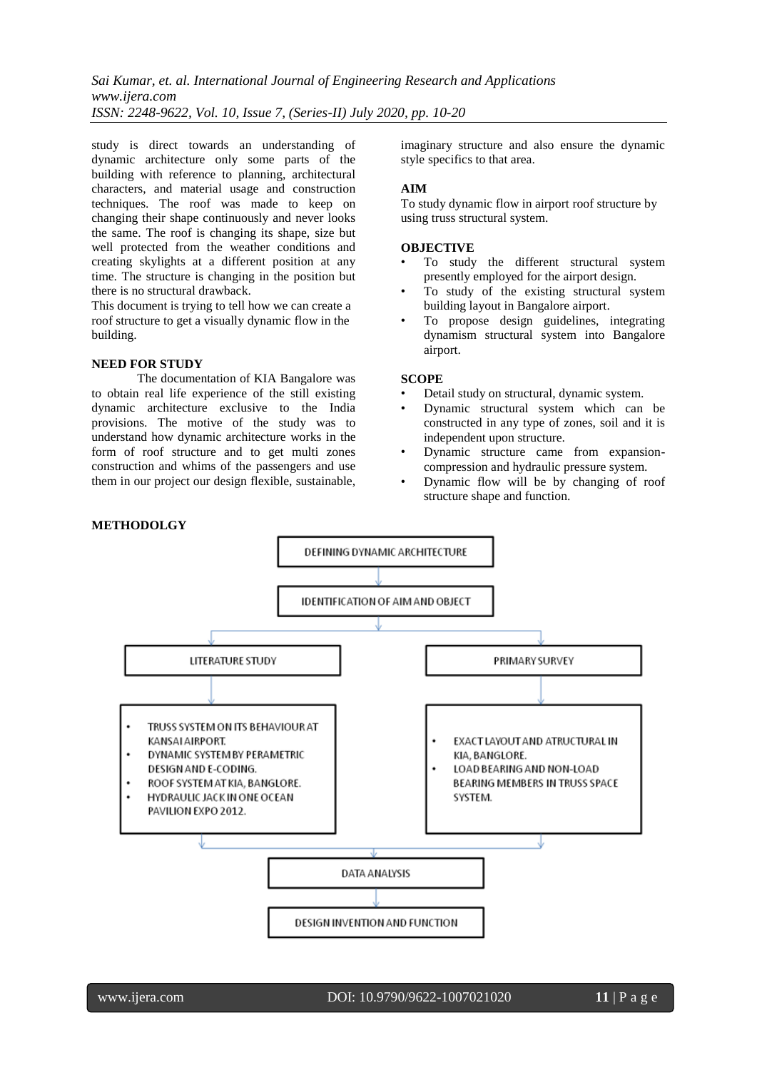study is direct towards an understanding of dynamic architecture only some parts of the building with reference to planning, architectural characters, and material usage and construction techniques. The roof was made to keep on changing their shape continuously and never looks the same. The roof is changing its shape, size but well protected from the weather conditions and creating skylights at a different position at any time. The structure is changing in the position but there is no structural drawback.

This document is trying to tell how we can create a roof structure to get a visually dynamic flow in the building.

## NEED FOR STUDY

The documentation of KIA Bangalore was to obtain real life experience of the still existing dynamic architecture exclusive to the India provisions. The motive of the study was to understand how dynamic architecture works in the form of roof structure and to get multi zones construction and whims of the passengers and use them in our project our design flexible, sustainable, imaginary structure and also ensure the dynamic style specifics to that area.

## AIM

To study dynamic flow in airport roof structure by using truss structural system.

## OBJECTIVE

- To study the different structural system presently employed for the airport design.
- To study of the existing structural system building layout in Bangalore airport.
- To propose design guidelines, integrating dynamism structural system into Bangalore airport.

## SCOPE

- Detail study on structural, dynamic system.
- Dynamic structural system which can be constructed in any type of zones, soil and it is independent upon structure.
- Dynamic structure came from expansion-compression and hydraulic pressure system.
- Dynamic flow will be by changing of roof structure shape and function.

## METHODOLGY

DEFINING DYNAMIC ARCHITECTURE

↓

IDENTIFICATION OF AIM AND OBJECT

↓

| LITERATURE STUDY | PRIMARY SURVEY |
|---|---|
| • TRUSS SYSTEM ON ITS BEHAVIOUR AT KANSAI AIRPORT. • DYNAMIC SYSTEM BY PERAMETRIC DESIGN AND E-CODING. • ROOF SYSTEM AT KIA, BANGLORE. • HYDRAULIC JACK IN ONE OCEAN PAVILION EXPO 2012. | • EXACT LAYOUT AND ATRUCTURAL IN KIA, BANGLORE. • LOAD BEARING AND NON-LOAD BEARING MEMBERS IN TRUSS SPACE SYSTEM. |

↓

DATA ANALYSIS

↓

DESIGN INVENTION AND FUNCTION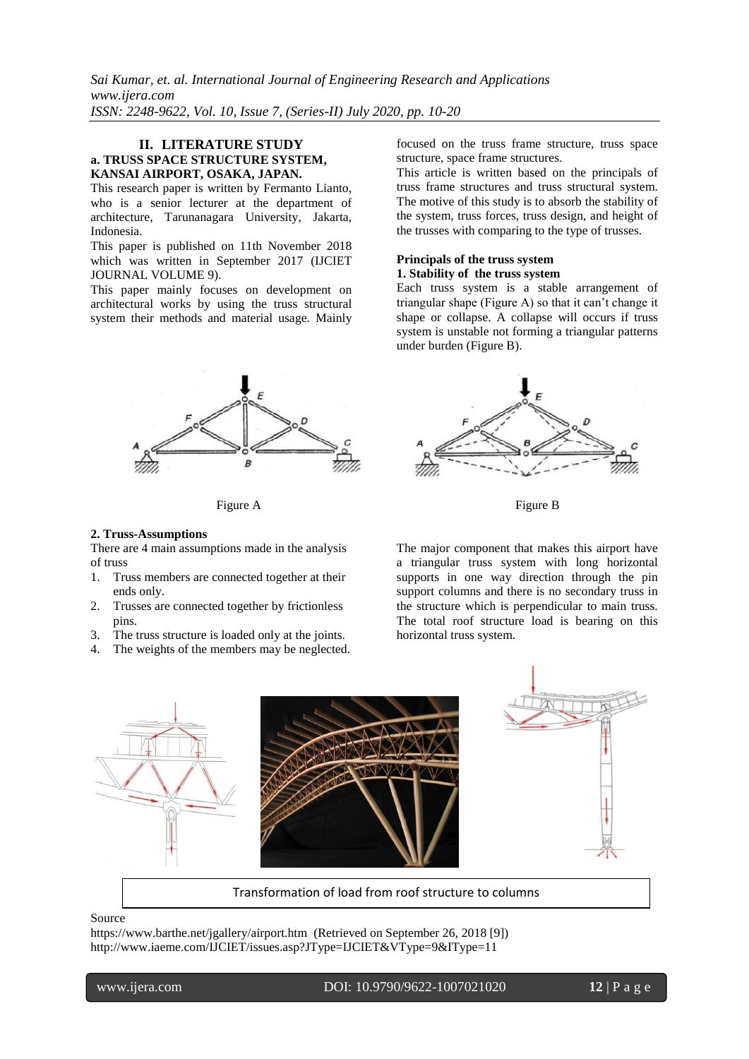## II. LITERATURE STUDY

### a. TRUSS SPACE STRUCTURE SYSTEM, KANSAI AIRPORT, OSAKA, JAPAN.

This research paper is written by Fermanto Lianto, who is a senior lecturer at the department of architecture, Tarunanagara University, Jakarta, Indonesia.

This paper is published on 11th November 2018 which was written in September 2017 (IJCIET JOURNAL VOLUME 9).

This paper mainly focuses on development on architectural works by using the truss structural system their methods and material usage. Mainly focused on the truss frame structure, truss space structure, space frame structures.

This article is written based on the principals of truss frame structures and truss structural system. The motive of this study is to absorb the stability of the system, truss forces, truss design, and height of the trusses with comparing to the type of trusses.

**Principals of the truss system**

**1. Stability of the truss system**

Each truss system is a stable arrangement of triangular shape (Figure A) so that it can't change it shape or collapse. A collapse will occurs if truss system is unstable not forming a triangular patterns under burden (Figure B).

Figure A

Figure B

**2. Truss-Assumptions**

There are 4 main assumptions made in the analysis of truss

1. Truss members are connected together at their ends only.
2. Trusses are connected together by frictionless pins.
3. The truss structure is loaded only at the joints.
4. The weights of the members may be neglected.

The major component that makes this airport have a triangular truss system with long horizontal supports in one way direction through the pin support columns and there is no secondary truss in the structure which is perpendicular to main truss. The total roof structure load is bearing on this horizontal truss system.

Transformation of load from roof structure to columns

Source

https://www.barthe.net/jgallery/airport.htm (Retrieved on September 26, 2018 [9])
http://www.iaeme.com/IJCIET/issues.asp?JType=IJCIET&VType=9&IType=11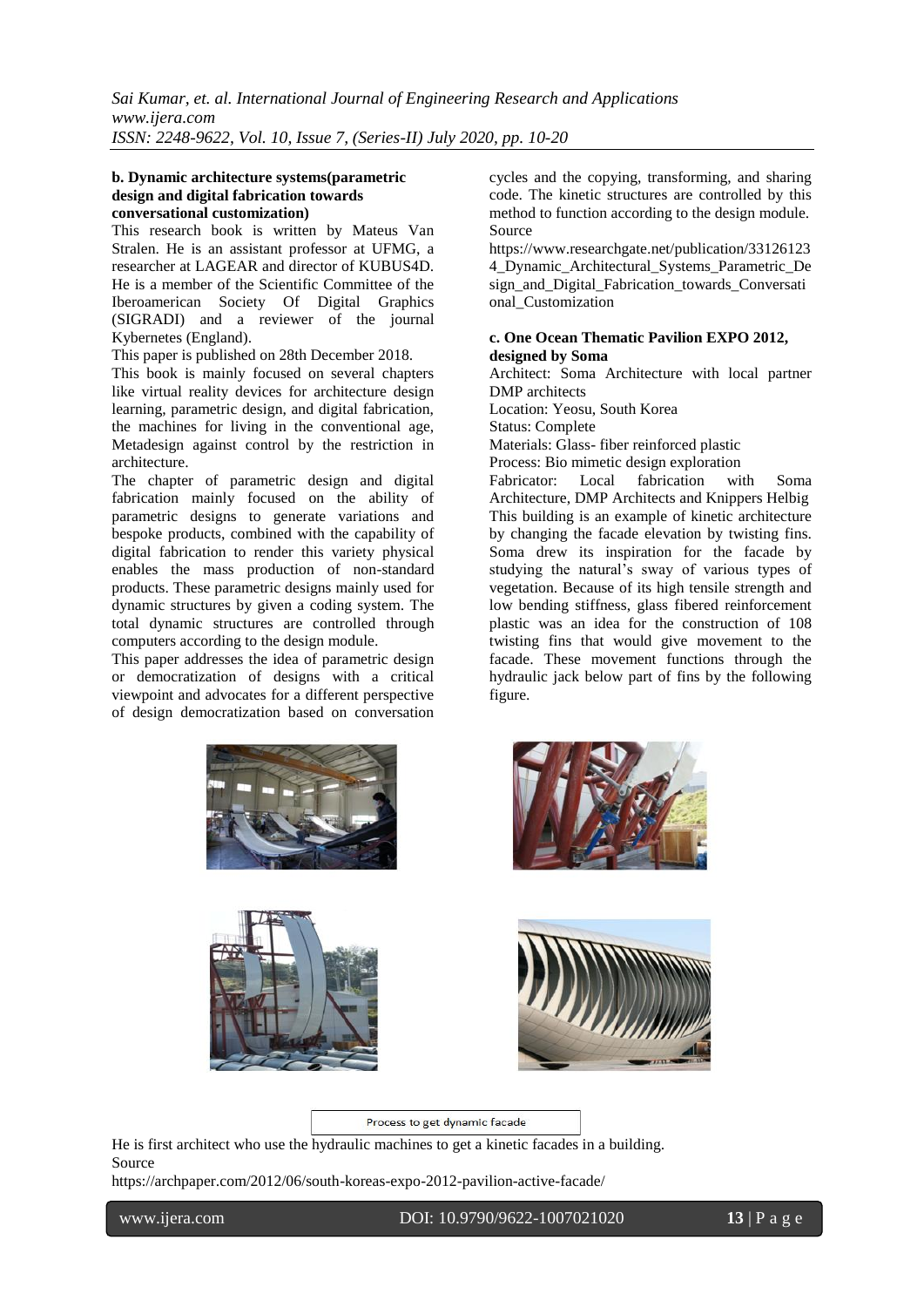**b. Dynamic architecture systems(parametric design and digital fabrication towards conversational customization)**

This research book is written by Mateus Van Stralen. He is an assistant professor at UFMG, a researcher at LAGEAR and director of KUBUS4D. He is a member of the Scientific Committee of the Iberoamerican Society Of Digital Graphics (SIGRADI) and a reviewer of the journal Kybernetes (England).

This paper is published on 28th December 2018.

This book is mainly focused on several chapters like virtual reality devices for architecture design learning, parametric design, and digital fabrication, the machines for living in the conventional age, Metadesign against control by the restriction in architecture.

The chapter of parametric design and digital fabrication mainly focused on the ability of parametric designs to generate variations and bespoke products, combined with the capability of digital fabrication to render this variety physical enables the mass production of non-standard products. These parametric designs mainly used for dynamic structures by given a coding system. The total dynamic structures are controlled through computers according to the design module.

This paper addresses the idea of parametric design or democratization of designs with a critical viewpoint and advocates for a different perspective of design democratization based on conversation cycles and the copying, transforming, and sharing code. The kinetic structures are controlled by this method to function according to the design module.

Source

https://www.researchgate.net/publication/331261234_Dynamic_Architectural_Systems_Parametric_Design_and_Digital_Fabrication_towards_Conversational_Customization

**c. One Ocean Thematic Pavilion EXPO 2012, designed by Soma**

Architect: Soma Architecture with local partner DMP architects

Location: Yeosu, South Korea

Status: Complete

Materials: Glass- fiber reinforced plastic

Process: Bio mimetic design exploration

Fabricator: Local fabrication with Soma Architecture, DMP Architects and Knippers Helbig

This building is an example of kinetic architecture by changing the facade elevation by twisting fins. Soma drew its inspiration for the facade by studying the natural's sway of various types of vegetation. Because of its high tensile strength and low bending stiffness, glass fibered reinforcement plastic was an idea for the construction of 108 twisting fins that would give movement to the facade. These movement functions through the hydraulic jack below part of fins by the following figure.

Process to get dynamic facade

He is first architect who use the hydraulic machines to get a kinetic facades in a building.

Source

https://archpaper.com/2012/06/south-koreas-expo-2012-pavilion-active-facade/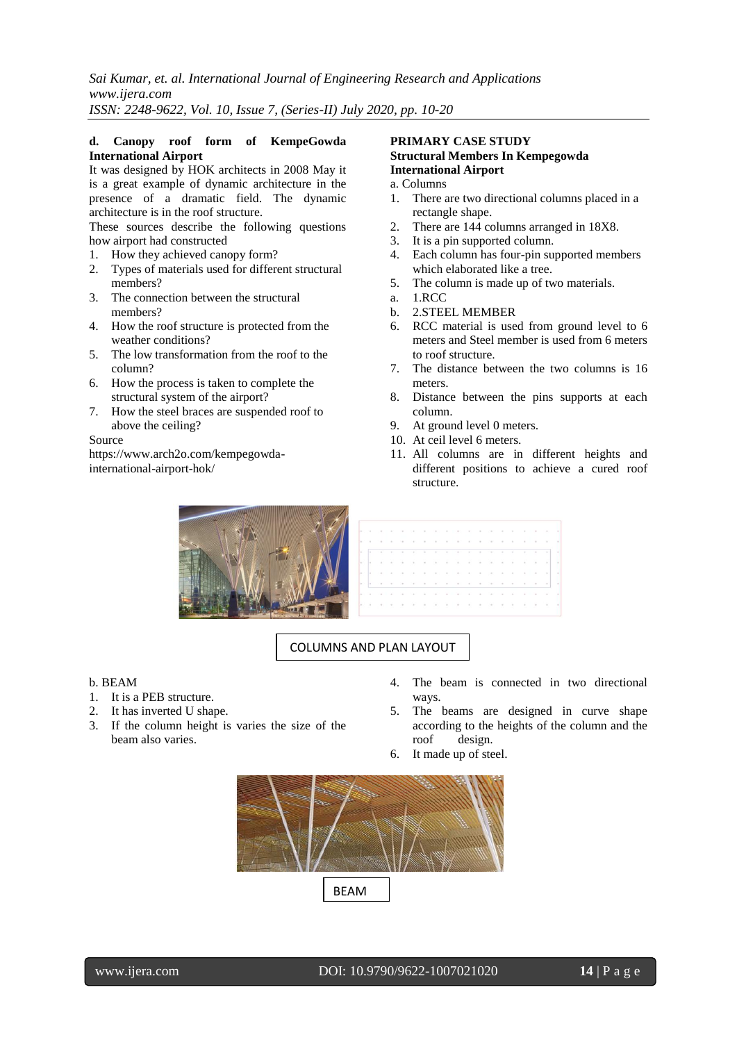**d. Canopy roof form of KempeGowda International Airport**

It was designed by HOK architects in 2008 May it is a great example of dynamic architecture in the presence of a dramatic field. The dynamic architecture is in the roof structure.

These sources describe the following questions how airport had constructed

1. How they achieved canopy form?
2. Types of materials used for different structural members?
3. The connection between the structural members?
4. How the roof structure is protected from the weather conditions?
5. The low transformation from the roof to the column?
6. How the process is taken to complete the structural system of the airport?
7. How the steel braces are suspended roof to above the ceiling?

Source

https://www.arch2o.com/kempegowda-international-airport-hok/

**PRIMARY CASE STUDY**

**Structural Members In Kempegowda International Airport**

a. Columns

1. There are two directional columns placed in a rectangle shape.
2. There are 144 columns arranged in 18X8.
3. It is a pin supported column.
4. Each column has four-pin supported members which elaborated like a tree.
5. The column is made up of two materials.

a. 1.RCC

b. 2.STEEL MEMBER

6. RCC material is used from ground level to 6 meters and Steel member is used from 6 meters to roof structure.
7. The distance between the two columns is 16 meters.
8. Distance between the pins supports at each column.
9. At ground level 0 meters.
10. At ceil level 6 meters.
11. All columns are in different heights and different positions to achieve a cured roof structure.

COLUMNS AND PLAN LAYOUT

b. BEAM

1. It is a PEB structure.
2. It has inverted U shape.
3. If the column height is varies the size of the beam also varies.
4. The beam is connected in two directional ways.
5. The beams are designed in curve shape according to the heights of the column and the roof design.
6. It made up of steel.

BEAM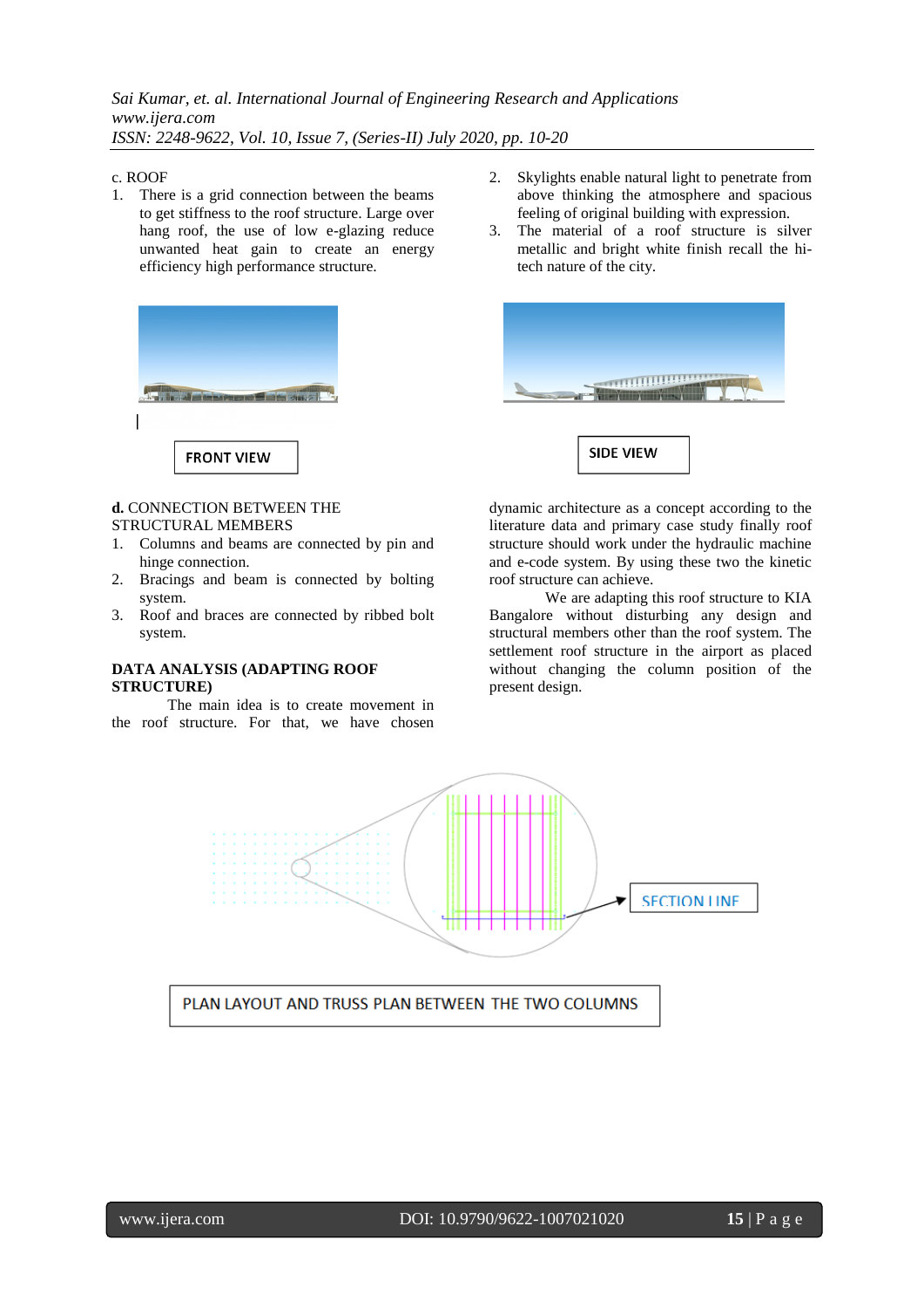c. ROOF

1. There is a grid connection between the beams to get stiffness to the roof structure. Large over hang roof, the use of low e-glazing reduce unwanted heat gain to create an energy efficiency high performance structure.
2. Skylights enable natural light to penetrate from above thinking the atmosphere and spacious feeling of original building with expression.
3. The material of a roof structure is silver metallic and bright white finish recall the hi-tech nature of the city.

FRONT VIEW

SIDE VIEW

**d.** CONNECTION BETWEEN THE STRUCTURAL MEMBERS

1. Columns and beams are connected by pin and hinge connection.
2. Bracings and beam is connected by bolting system.
3. Roof and braces are connected by ribbed bolt system.

**DATA ANALYSIS (ADAPTING ROOF STRUCTURE)**

The main idea is to create movement in the roof structure. For that, we have chosen dynamic architecture as a concept according to the literature data and primary case study finally roof structure should work under the hydraulic machine and e-code system. By using these two the kinetic roof structure can achieve.

We are adapting this roof structure to KIA Bangalore without disturbing any design and structural members other than the roof system. The settlement roof structure in the airport as placed without changing the column position of the present design.

SECTION LINE

PLAN LAYOUT AND TRUSS PLAN BETWEEN THE TWO COLUMNS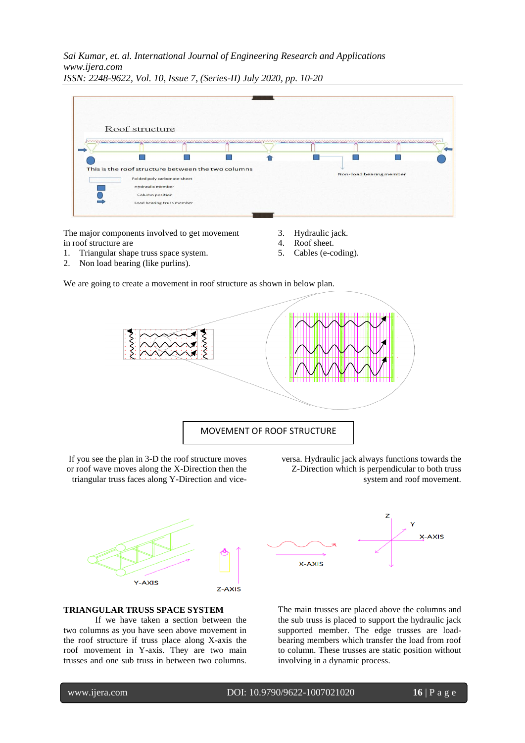Roof structure

This is the roof structure between the two columns

Non-load bearing member

Folded poly carbonate sheet

Hydraulic member

Column position

Load bearing truss member

The major components involved to get movement in roof structure are

1. Triangular shape truss space system.
2. Non load bearing (like purlins).
3. Hydraulic jack.
4. Roof sheet.
5. Cables (e-coding).

We are going to create a movement in roof structure as shown in below plan.

MOVEMENT OF ROOF STRUCTURE

If you see the plan in 3-D the roof structure moves or roof wave moves along the X-Direction then the triangular truss faces along Y-Direction and vice-versa. Hydraulic jack always functions towards the Z-Direction which is perpendicular to both truss system and roof movement.

Y-AXIS

Z-AXIS

X-AXIS

Z

Y

X-AXIS

**TRIANGULAR TRUSS SPACE SYSTEM**

If we have taken a section between the two columns as you have seen above movement in the roof structure if truss place along X-axis the roof movement in Y-axis. They are two main trusses and one sub truss in between two columns. The main trusses are placed above the columns and the sub truss is placed to support the hydraulic jack supported member. The edge trusses are load-bearing members which transfer the load from roof to column. These trusses are static position without involving in a dynamic process.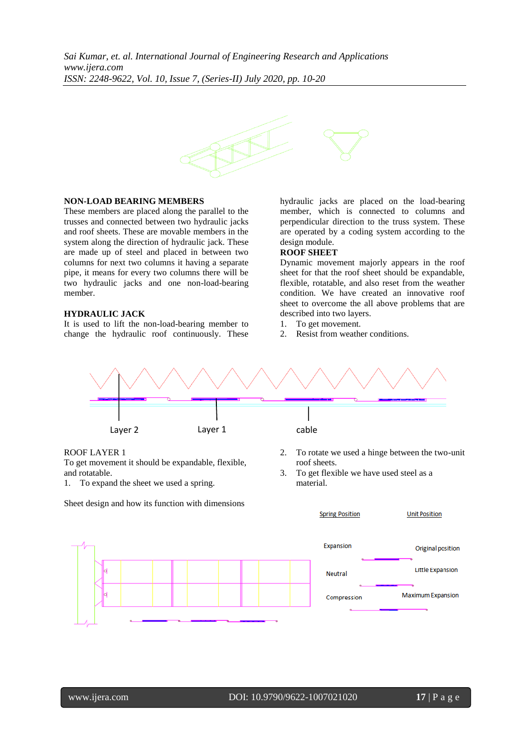## NON-LOAD BEARING MEMBERS

These members are placed along the parallel to the trusses and connected between two hydraulic jacks and roof sheets. These are movable members in the system along the direction of hydraulic jack. These are made up of steel and placed in between two columns for next two columns it having a separate pipe, it means for every two columns there will be two hydraulic jacks and one non-load-bearing member.

## HYDRAULIC JACK

It is used to lift the non-load-bearing member to change the hydraulic roof continuously. These hydraulic jacks are placed on the load-bearing member, which is connected to columns and perpendicular direction to the truss system. These are operated by a coding system according to the design module.

## ROOF SHEET

Dynamic movement majorly appears in the roof sheet for that the roof sheet should be expandable, flexible, rotatable, and also reset from the weather condition. We have created an innovative roof sheet to overcome the all above problems that are described into two layers.

1. To get movement.
2. Resist from weather conditions.

Layer 2

Layer 1

cable

ROOF LAYER 1

To get movement it should be expandable, flexible, and rotatable.

1. To expand the sheet we used a spring.
2. To rotate we used a hinge between the two-unit roof sheets.
3. To get flexible we have used steel as a material.

Sheet design and how its function with dimensions

Spring Position

Unit Position

Expansion

Original position

Neutral

Little Expansion

Compression

Maximum Expansion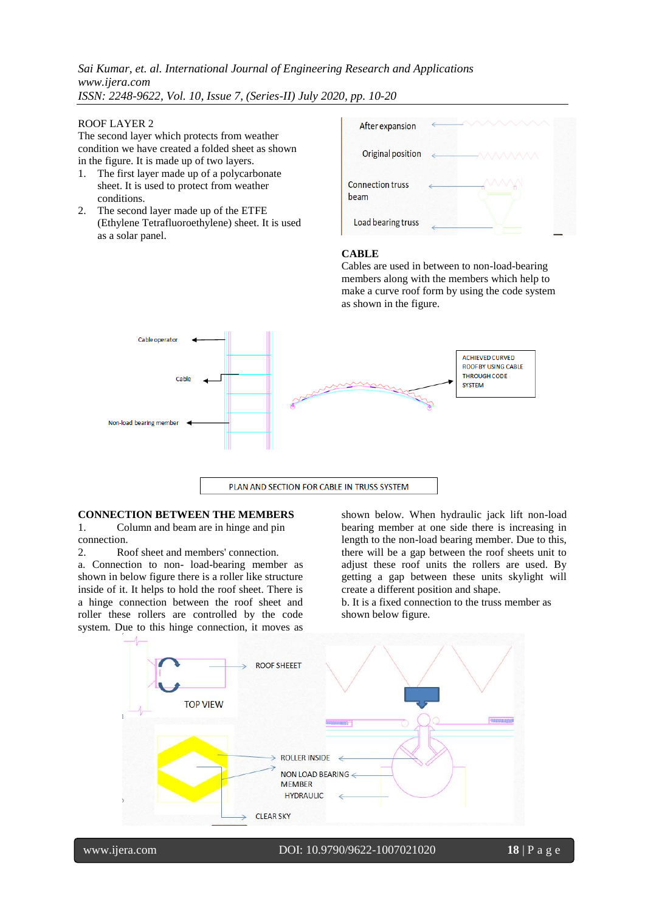ROOF LAYER 2

The second layer which protects from weather condition we have created a folded sheet as shown in the figure. It is made up of two layers.

1. The first layer made up of a polycarbonate sheet. It is used to protect from weather conditions.
2. The second layer made up of the ETFE (Ethylene Tetrafluoroethylene) sheet. It is used as a solar panel.

After expansion

Original position

Connection truss beam

Load bearing truss

**CABLE**

Cables are used in between to non-load-bearing members along with the members which help to make a curve roof form by using the code system as shown in the figure.

Cable operator

Cable

Non-load bearing member

ACHIEVED CURVED ROOF BY USING CABLE THROUGH CODE SYSTEM

PLAN AND SECTION FOR CABLE IN TRUSS SYSTEM

**CONNECTION BETWEEN THE MEMBERS**

1. Column and beam are in hinge and pin connection.
2. Roof sheet and members' connection.

a. Connection to non- load-bearing member as shown in below figure there is a roller like structure inside of it. It helps to hold the roof sheet. There is a hinge connection between the roof sheet and roller these rollers are controlled by the code system. Due to this hinge connection, it moves as shown below. When hydraulic jack lift non-load bearing member at one side there is increasing in length to the non-load bearing member. Due to this, there will be a gap between the roof sheets unit to adjust these roof units the rollers are used. By getting a gap between these units skylight will create a different position and shape.

b. It is a fixed connection to the truss member as shown below figure.

ROOF SHEEET

TOP VIEW

ROLLER INSIDE

NON LOAD BEARING MEMBER

HYDRAULIC

CLEAR SKY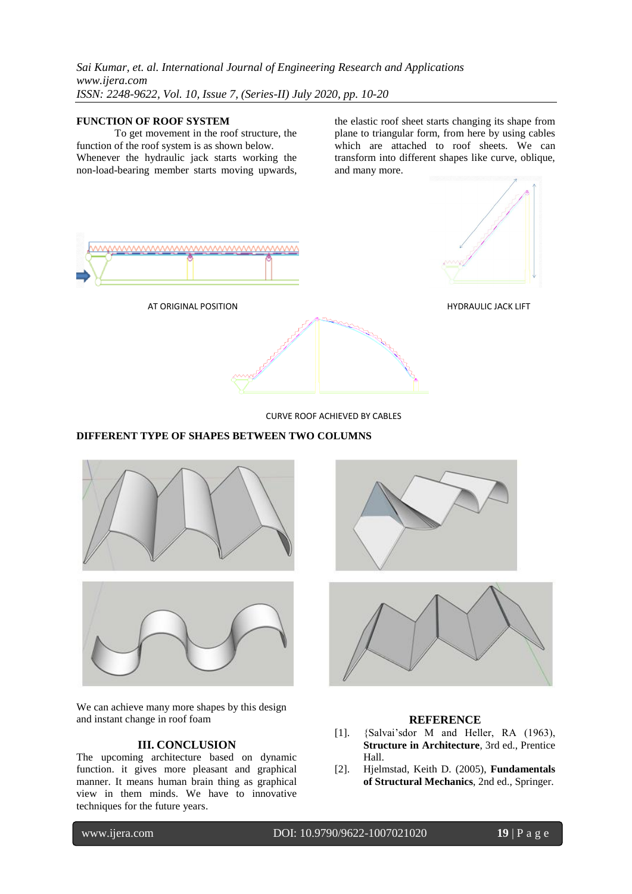**FUNCTION OF ROOF SYSTEM**

To get movement in the roof structure, the function of the roof system is as shown below. Whenever the hydraulic jack starts working the non-load-bearing member starts moving upwards, the elastic roof sheet starts changing its shape from plane to triangular form, from here by using cables which are attached to roof sheets. We can transform into different shapes like curve, oblique, and many more.

AT ORIGINAL POSITION

HYDRAULIC JACK LIFT

CURVE ROOF ACHIEVED BY CABLES

**DIFFERENT TYPE OF SHAPES BETWEEN TWO COLUMNS**

We can achieve many more shapes by this design and instant change in roof foam

## III. CONCLUSION

The upcoming architecture based on dynamic function. it gives more pleasant and graphical manner. It means human brain thing as graphical view in them minds. We have to innovative techniques for the future years.

## REFERENCE

[1]. {Salvai'sdor M and Heller, RA (1963), **Structure in Architecture**, 3rd ed., Prentice Hall.

[2]. Hjelmstad, Keith D. (2005), **Fundamentals of Structural Mechanics**, 2nd ed., Springer.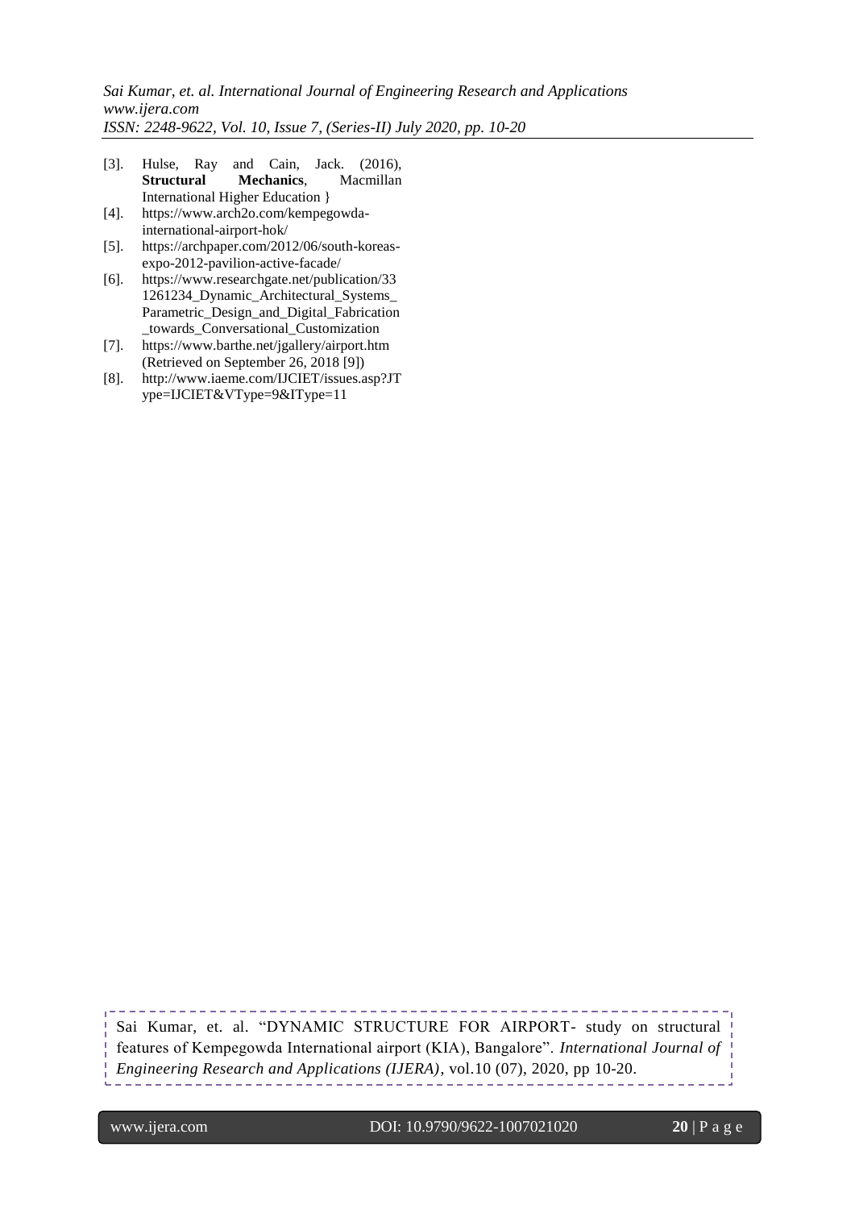[3]. Hulse, Ray and Cain, Jack. (2016), **Structural Mechanics**, Macmillan International Higher Education }

[4]. https://www.arch2o.com/kempegowda-international-airport-hok/

[5]. https://archpaper.com/2012/06/south-koreas-expo-2012-pavilion-active-facade/

[6]. https://www.researchgate.net/publication/331261234_Dynamic_Architectural_Systems_Parametric_Design_and_Digital_Fabrication_towards_Conversational_Customization

[7]. https://www.barthe.net/jgallery/airport.htm (Retrieved on September 26, 2018 [9])

[8]. http://www.iaeme.com/IJCIET/issues.asp?JType=IJCIET&VType=9&IType=11

Sai Kumar, et. al. "DYNAMIC STRUCTURE FOR AIRPORT- study on structural features of Kempegowda International airport (KIA), Bangalore". *International Journal of Engineering Research and Applications (IJERA)*, vol.10 (07), 2020, pp 10-20.